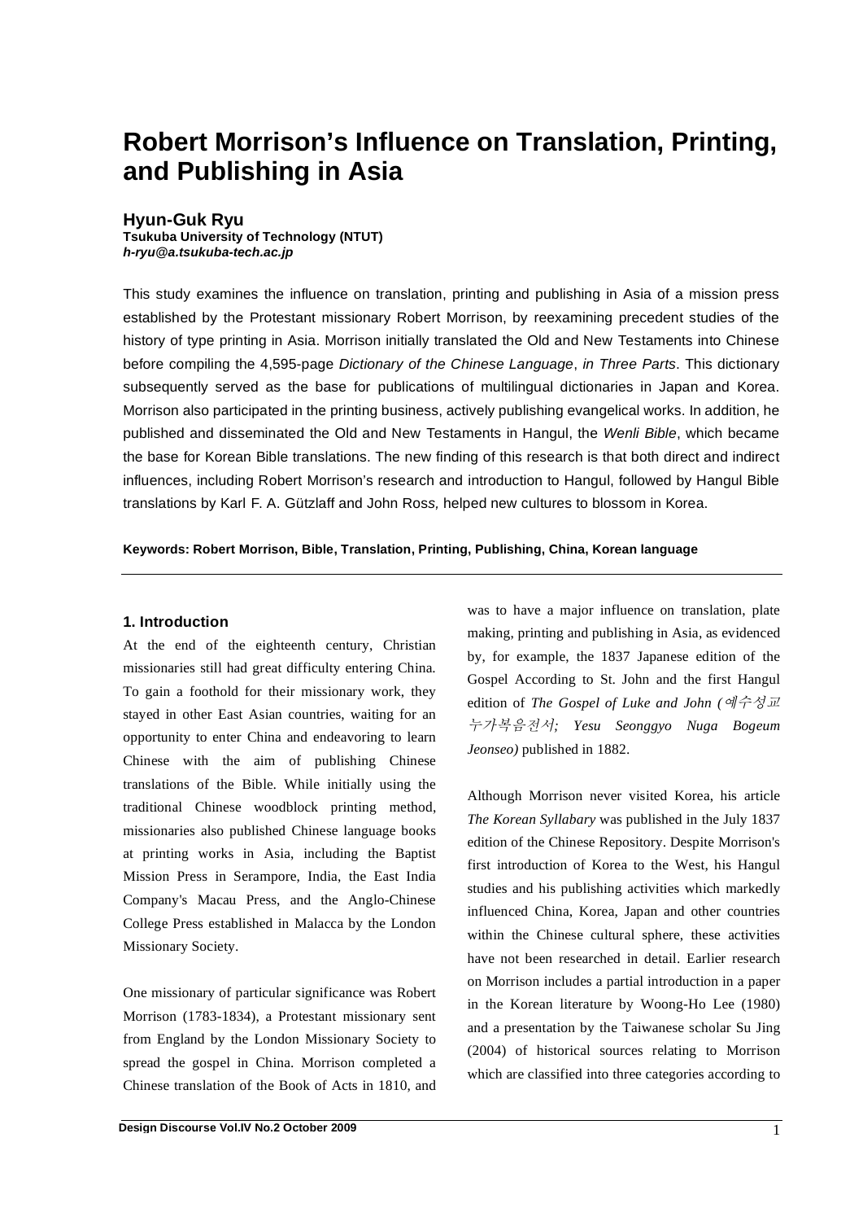# Robert Morrison's Influence on Translation, Printing, and Publishing in Asia

**Hyun-Guk Ryu**
**Tsukuba University of Technology (NTUT)**
***h-ryu@a.tsukuba-tech.ac.jp***

This study examines the influence on translation, printing and publishing in Asia of a mission press established by the Protestant missionary Robert Morrison, by reexamining precedent studies of the history of type printing in Asia. Morrison initially translated the Old and New Testaments into Chinese before compiling the 4,595-page *Dictionary of the Chinese Language*, *in Three Parts*. This dictionary subsequently served as the base for publications of multilingual dictionaries in Japan and Korea. Morrison also participated in the printing business, actively publishing evangelical works. In addition, he published and disseminated the Old and New Testaments in Hangul, the *Wenli Bible*, which became the base for Korean Bible translations. The new finding of this research is that both direct and indirect influences, including Robert Morrison's research and introduction to Hangul, followed by Hangul Bible translations by Karl F. A. Gützlaff and John Ross, helped new cultures to blossom in Korea.

**Keywords: Robert Morrison, Bible, Translation, Printing, Publishing, China, Korean language**

## 1. Introduction

At the end of the eighteenth century, Christian missionaries still had great difficulty entering China. To gain a foothold for their missionary work, they stayed in other East Asian countries, waiting for an opportunity to enter China and endeavoring to learn Chinese with the aim of publishing Chinese translations of the Bible. While initially using the traditional Chinese woodblock printing method, missionaries also published Chinese language books at printing works in Asia, including the Baptist Mission Press in Serampore, India, the East India Company's Macau Press, and the Anglo-Chinese College Press established in Malacca by the London Missionary Society.

One missionary of particular significance was Robert Morrison (1783-1834), a Protestant missionary sent from England by the London Missionary Society to spread the gospel in China. Morrison completed a Chinese translation of the Book of Acts in 1810, and was to have a major influence on translation, plate making, printing and publishing in Asia, as evidenced by, for example, the 1837 Japanese edition of the Gospel According to St. John and the first Hangul edition of *The Gospel of Luke and John (예수성교 누가복음전서; Yesu Seonggyo Nuga Bogeum Jeonseo)* published in 1882.

Although Morrison never visited Korea, his article *The Korean Syllabary* was published in the July 1837 edition of the Chinese Repository. Despite Morrison's first introduction of Korea to the West, his Hangul studies and his publishing activities which markedly influenced China, Korea, Japan and other countries within the Chinese cultural sphere, these activities have not been researched in detail. Earlier research on Morrison includes a partial introduction in a paper in the Korean literature by Woong-Ho Lee (1980) and a presentation by the Taiwanese scholar Su Jing (2004) of historical sources relating to Morrison which are classified into three categories according to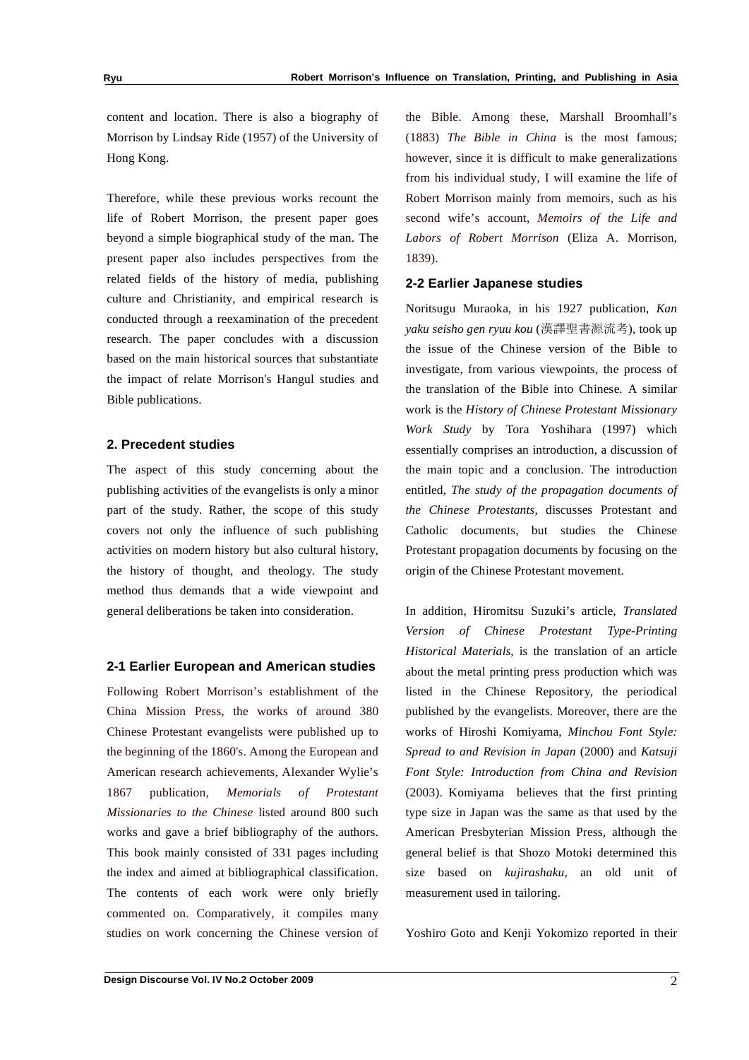content and location. There is also a biography of Morrison by Lindsay Ride (1957) of the University of Hong Kong.

Therefore, while these previous works recount the life of Robert Morrison, the present paper goes beyond a simple biographical study of the man. The present paper also includes perspectives from the related fields of the history of media, publishing culture and Christianity, and empirical research is conducted through a reexamination of the precedent research. The paper concludes with a discussion based on the main historical sources that substantiate the impact of relate Morrison's Hangul studies and Bible publications.

## 2. Precedent studies

The aspect of this study concerning about the publishing activities of the evangelists is only a minor part of the study. Rather, the scope of this study covers not only the influence of such publishing activities on modern history but also cultural history, the history of thought, and theology. The study method thus demands that a wide viewpoint and general deliberations be taken into consideration.

### 2-1 Earlier European and American studies

Following Robert Morrison's establishment of the China Mission Press, the works of around 380 Chinese Protestant evangelists were published up to the beginning of the 1860's. Among the European and American research achievements, Alexander Wylie's 1867 publication, *Memorials of Protestant Missionaries to the Chinese* listed around 800 such works and gave a brief bibliography of the authors. This book mainly consisted of 331 pages including the index and aimed at bibliographical classification. The contents of each work were only briefly commented on. Comparatively, it compiles many studies on work concerning the Chinese version of the Bible. Among these, Marshall Broomhall's (1883) *The Bible in China* is the most famous; however, since it is difficult to make generalizations from his individual study, I will examine the life of Robert Morrison mainly from memoirs, such as his second wife's account, *Memoirs of the Life and Labors of Robert Morrison* (Eliza A. Morrison, 1839).

### 2-2 Earlier Japanese studies

Noritsugu Muraoka, in his 1927 publication, *Kan yaku seisho gen ryuu kou* (漢譯聖書源流考), took up the issue of the Chinese version of the Bible to investigate, from various viewpoints, the process of the translation of the Bible into Chinese. A similar work is the *History of Chinese Protestant Missionary Work Study* by Tora Yoshihara (1997) which essentially comprises an introduction, a discussion of the main topic and a conclusion. The introduction entitled, *The study of the propagation documents of the Chinese Protestants*, discusses Protestant and Catholic documents, but studies the Chinese Protestant propagation documents by focusing on the origin of the Chinese Protestant movement.

In addition, Hiromitsu Suzuki's article, *Translated Version of Chinese Protestant Type-Printing Historical Materials*, is the translation of an article about the metal printing press production which was listed in the Chinese Repository, the periodical published by the evangelists. Moreover, there are the works of Hiroshi Komiyama, *Minchou Font Style: Spread to and Revision in Japan* (2000) and *Katsuji Font Style: Introduction from China and Revision* (2003). Komiyama believes that the first printing type size in Japan was the same as that used by the American Presbyterian Mission Press, although the general belief is that Shozo Motoki determined this size based on *kujirashaku*, an old unit of measurement used in tailoring.

Yoshiro Goto and Kenji Yokomizo reported in their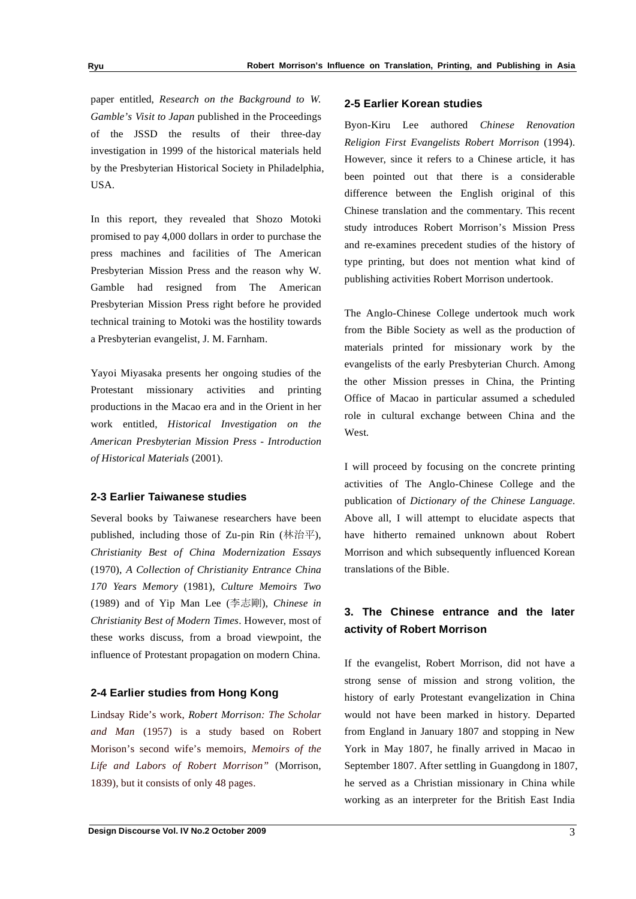paper entitled, *Research on the Background to W. Gamble's Visit to Japan* published in the Proceedings of the JSSD the results of their three-day investigation in 1999 of the historical materials held by the Presbyterian Historical Society in Philadelphia, USA.

In this report, they revealed that Shozo Motoki promised to pay 4,000 dollars in order to purchase the press machines and facilities of The American Presbyterian Mission Press and the reason why W. Gamble had resigned from The American Presbyterian Mission Press right before he provided technical training to Motoki was the hostility towards a Presbyterian evangelist, J. M. Farnham.

Yayoi Miyasaka presents her ongoing studies of the Protestant missionary activities and printing productions in the Macao era and in the Orient in her work entitled, *Historical Investigation on the American Presbyterian Mission Press - Introduction of Historical Materials* (2001).

### 2-3 Earlier Taiwanese studies

Several books by Taiwanese researchers have been published, including those of Zu-pin Rin (林治平), *Christianity Best of China Modernization Essays* (1970), *A Collection of Christianity Entrance China 170 Years Memory* (1981), *Culture Memoirs Two* (1989) and of Yip Man Lee (李志刚), *Chinese in Christianity Best of Modern Times*. However, most of these works discuss, from a broad viewpoint, the influence of Protestant propagation on modern China.

### 2-4 Earlier studies from Hong Kong

Lindsay Ride's work, *Robert Morrison: The Scholar and Man* (1957) is a study based on Robert Morison's second wife's memoirs, *Memoirs of the Life and Labors of Robert Morrison"* (Morrison, 1839), but it consists of only 48 pages.

### 2-5 Earlier Korean studies

Byon-Kiru Lee authored *Chinese Renovation Religion First Evangelists Robert Morrison* (1994). However, since it refers to a Chinese article, it has been pointed out that there is a considerable difference between the English original of this Chinese translation and the commentary. This recent study introduces Robert Morrison's Mission Press and re-examines precedent studies of the history of type printing, but does not mention what kind of publishing activities Robert Morrison undertook.

The Anglo-Chinese College undertook much work from the Bible Society as well as the production of materials printed for missionary work by the evangelists of the early Presbyterian Church. Among the other Mission presses in China, the Printing Office of Macao in particular assumed a scheduled role in cultural exchange between China and the West.

I will proceed by focusing on the concrete printing activities of The Anglo-Chinese College and the publication of *Dictionary of the Chinese Language*. Above all, I will attempt to elucidate aspects that have hitherto remained unknown about Robert Morrison and which subsequently influenced Korean translations of the Bible.

## 3. The Chinese entrance and the later activity of Robert Morrison

If the evangelist, Robert Morrison, did not have a strong sense of mission and strong volition, the history of early Protestant evangelization in China would not have been marked in history. Departed from England in January 1807 and stopping in New York in May 1807, he finally arrived in Macao in September 1807. After settling in Guangdong in 1807, he served as a Christian missionary in China while working as an interpreter for the British East India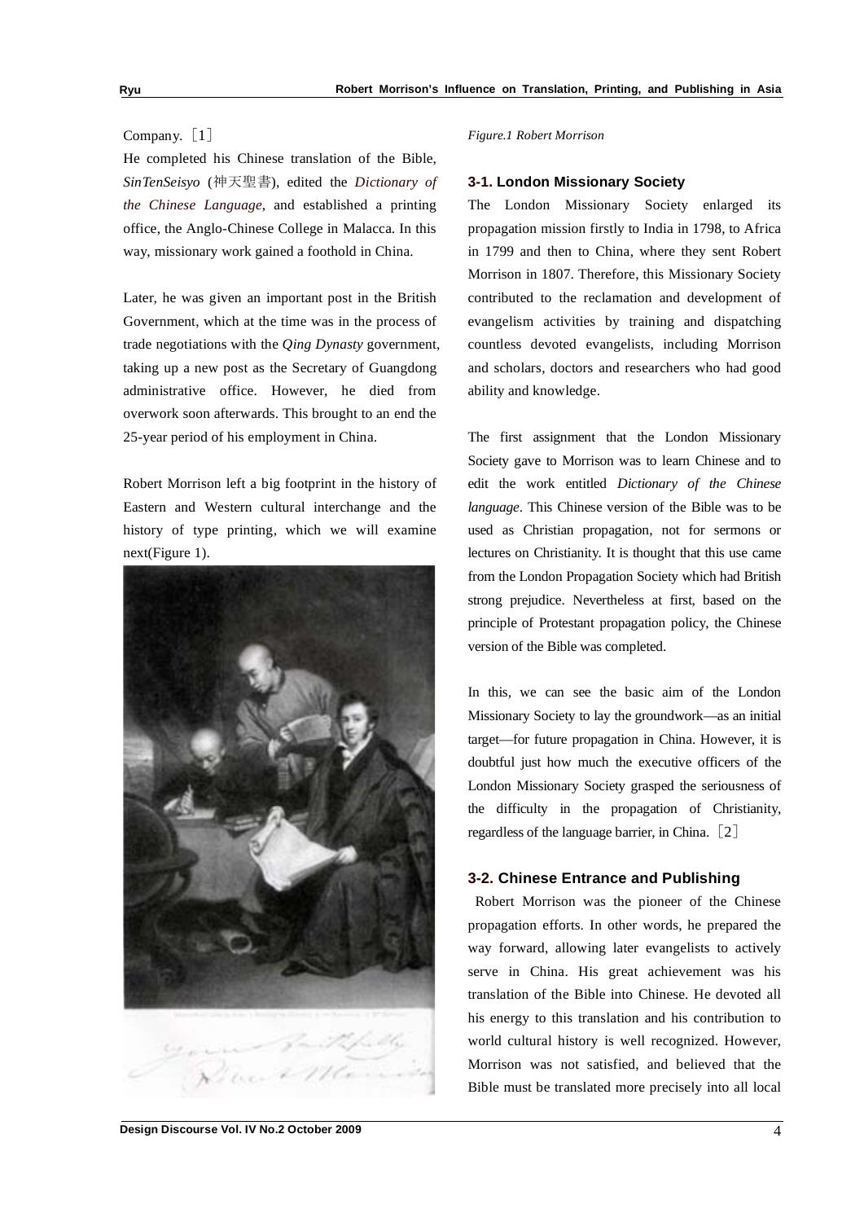Company. [1]

He completed his Chinese translation of the Bible, *SinTenSeisyo* (神天聖書), edited the *Dictionary of the Chinese Language*, and established a printing office, the Anglo-Chinese College in Malacca. In this way, missionary work gained a foothold in China.

Later, he was given an important post in the British Government, which at the time was in the process of trade negotiations with the *Qing Dynasty* government, taking up a new post as the Secretary of Guangdong administrative office. However, he died from overwork soon afterwards. This brought to an end the 25-year period of his employment in China.

Robert Morrison left a big footprint in the history of Eastern and Western cultural interchange and the history of type printing, which we will examine next(Figure 1).

*Figure.1 Robert Morrison*

### 3-1. London Missionary Society

The London Missionary Society enlarged its propagation mission firstly to India in 1798, to Africa in 1799 and then to China, where they sent Robert Morrison in 1807. Therefore, this Missionary Society contributed to the reclamation and development of evangelism activities by training and dispatching countless devoted evangelists, including Morrison and scholars, doctors and researchers who had good ability and knowledge.

The first assignment that the London Missionary Society gave to Morrison was to learn Chinese and to edit the work entitled *Dictionary of the Chinese language*. This Chinese version of the Bible was to be used as Christian propagation, not for sermons or lectures on Christianity. It is thought that this use came from the London Propagation Society which had British strong prejudice. Nevertheless at first, based on the principle of Protestant propagation policy, the Chinese version of the Bible was completed.

In this, we can see the basic aim of the London Missionary Society to lay the groundwork—as an initial target—for future propagation in China. However, it is doubtful just how much the executive officers of the London Missionary Society grasped the seriousness of the difficulty in the propagation of Christianity, regardless of the language barrier, in China. [2]

### 3-2. Chinese Entrance and Publishing

Robert Morrison was the pioneer of the Chinese propagation efforts. In other words, he prepared the way forward, allowing later evangelists to actively serve in China. His great achievement was his translation of the Bible into Chinese. He devoted all his energy to this translation and his contribution to world cultural history is well recognized. However, Morrison was not satisfied, and believed that the Bible must be translated more precisely into all local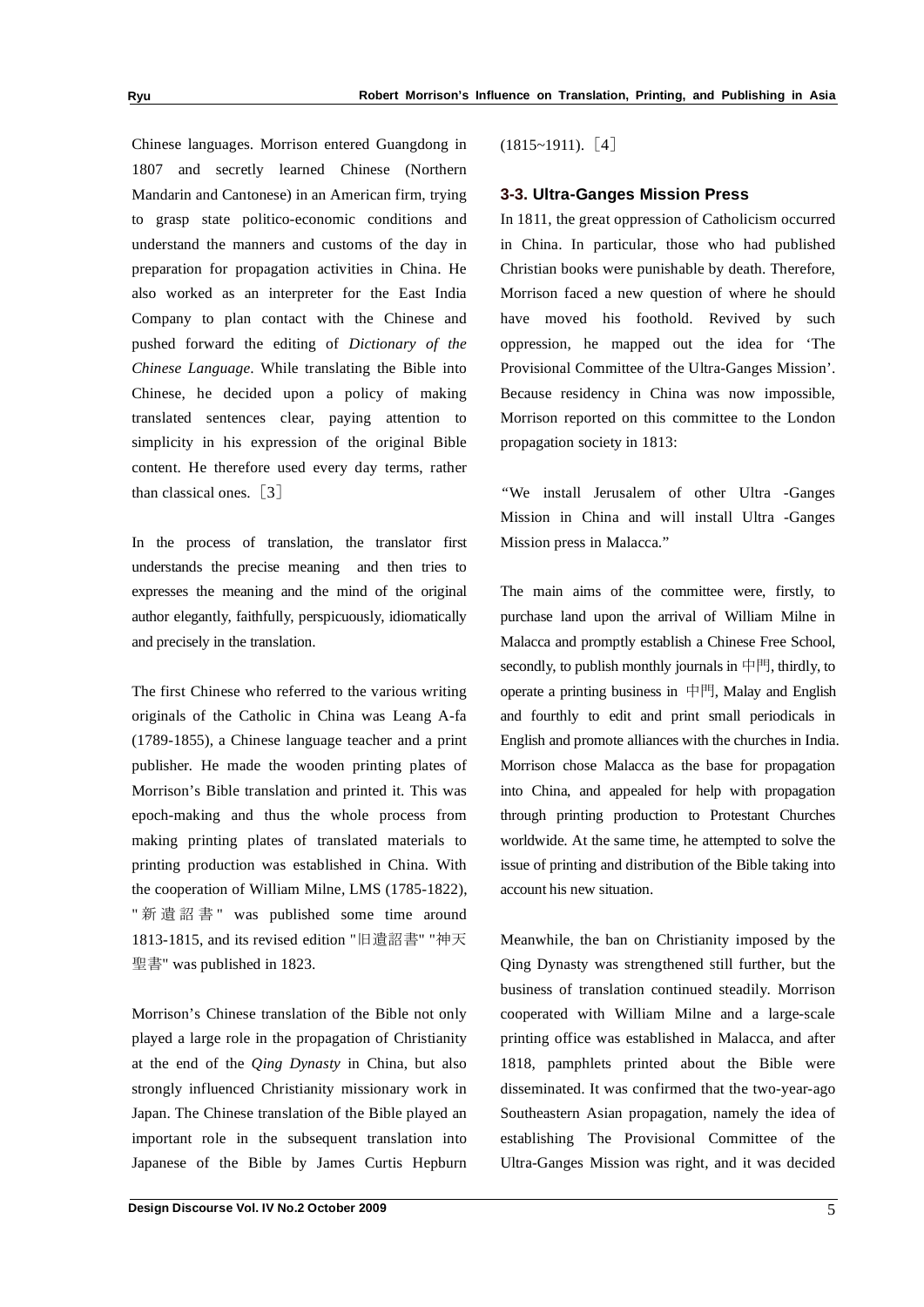Chinese languages. Morrison entered Guangdong in 1807 and secretly learned Chinese (Northern Mandarin and Cantonese) in an American firm, trying to grasp state politico-economic conditions and understand the manners and customs of the day in preparation for propagation activities in China. He also worked as an interpreter for the East India Company to plan contact with the Chinese and pushed forward the editing of *Dictionary of the Chinese Language*. While translating the Bible into Chinese, he decided upon a policy of making translated sentences clear, paying attention to simplicity in his expression of the original Bible content. He therefore used every day terms, rather than classical ones.［3］

In the process of translation, the translator first understands the precise meaning and then tries to expresses the meaning and the mind of the original author elegantly, faithfully, perspicuously, idiomatically and precisely in the translation.

The first Chinese who referred to the various writing originals of the Catholic in China was Leang A-fa (1789-1855), a Chinese language teacher and a print publisher. He made the wooden printing plates of Morrison's Bible translation and printed it. This was epoch-making and thus the whole process from making printing plates of translated materials to printing production was established in China. With the cooperation of William Milne, LMS (1785-1822), "新遺詔書" was published some time around 1813-1815, and its revised edition "旧遺詔書" "神天聖書" was published in 1823.

Morrison's Chinese translation of the Bible not only played a large role in the propagation of Christianity at the end of the *Qing Dynasty* in China, but also strongly influenced Christianity missionary work in Japan. The Chinese translation of the Bible played an important role in the subsequent translation into Japanese of the Bible by James Curtis Hepburn (1815~1911).［4］

### 3-3. Ultra-Ganges Mission Press

In 1811, the great oppression of Catholicism occurred in China. In particular, those who had published Christian books were punishable by death. Therefore, Morrison faced a new question of where he should have moved his foothold. Revived by such oppression, he mapped out the idea for 'The Provisional Committee of the Ultra-Ganges Mission'. Because residency in China was now impossible, Morrison reported on this committee to the London propagation society in 1813:

"We install Jerusalem of other Ultra -Ganges Mission in China and will install Ultra -Ganges Mission press in Malacca."

The main aims of the committee were, firstly, to purchase land upon the arrival of William Milne in Malacca and promptly establish a Chinese Free School, secondly, to publish monthly journals in 中門, thirdly, to operate a printing business in 中門, Malay and English and fourthly to edit and print small periodicals in English and promote alliances with the churches in India. Morrison chose Malacca as the base for propagation into China, and appealed for help with propagation through printing production to Protestant Churches worldwide. At the same time, he attempted to solve the issue of printing and distribution of the Bible taking into account his new situation.

Meanwhile, the ban on Christianity imposed by the Qing Dynasty was strengthened still further, but the business of translation continued steadily. Morrison cooperated with William Milne and a large-scale printing office was established in Malacca, and after 1818, pamphlets printed about the Bible were disseminated. It was confirmed that the two-year-ago Southeastern Asian propagation, namely the idea of establishing The Provisional Committee of the Ultra-Ganges Mission was right, and it was decided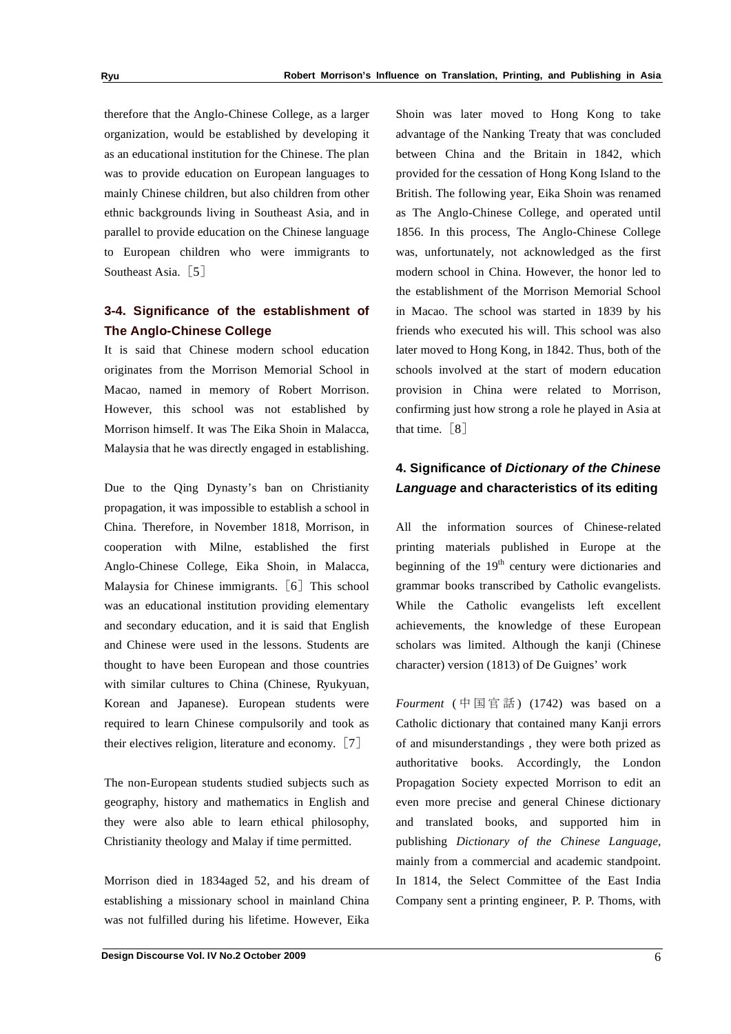therefore that the Anglo-Chinese College, as a larger organization, would be established by developing it as an educational institution for the Chinese. The plan was to provide education on European languages to mainly Chinese children, but also children from other ethnic backgrounds living in Southeast Asia, and in parallel to provide education on the Chinese language to European children who were immigrants to Southeast Asia.［5］

### 3-4. Significance of the establishment of The Anglo-Chinese College

It is said that Chinese modern school education originates from the Morrison Memorial School in Macao, named in memory of Robert Morrison. However, this school was not established by Morrison himself. It was The Eika Shoin in Malacca, Malaysia that he was directly engaged in establishing.

Due to the Qing Dynasty's ban on Christianity propagation, it was impossible to establish a school in China. Therefore, in November 1818, Morrison, in cooperation with Milne, established the first Anglo-Chinese College, Eika Shoin, in Malacca, Malaysia for Chinese immigrants.［6］This school was an educational institution providing elementary and secondary education, and it is said that English and Chinese were used in the lessons. Students are thought to have been European and those countries with similar cultures to China (Chinese, Ryukyuan, Korean and Japanese). European students were required to learn Chinese compulsorily and took as their electives religion, literature and economy.［7］

The non-European students studied subjects such as geography, history and mathematics in English and they were also able to learn ethical philosophy, Christianity theology and Malay if time permitted.

Morrison died in 1834aged 52, and his dream of establishing a missionary school in mainland China was not fulfilled during his lifetime. However, Eika Shoin was later moved to Hong Kong to take advantage of the Nanking Treaty that was concluded between China and the Britain in 1842, which provided for the cessation of Hong Kong Island to the British. The following year, Eika Shoin was renamed as The Anglo-Chinese College, and operated until 1856. In this process, The Anglo-Chinese College was, unfortunately, not acknowledged as the first modern school in China. However, the honor led to the establishment of the Morrison Memorial School in Macao. The school was started in 1839 by his friends who executed his will. This school was also later moved to Hong Kong, in 1842. Thus, both of the schools involved at the start of modern education provision in China were related to Morrison, confirming just how strong a role he played in Asia at that time.［8］

## 4. Significance of *Dictionary of the Chinese Language* and characteristics of its editing

All the information sources of Chinese-related printing materials published in Europe at the beginning of the 19th century were dictionaries and grammar books transcribed by Catholic evangelists. While the Catholic evangelists left excellent achievements, the knowledge of these European scholars was limited. Although the kanji (Chinese character) version (1813) of De Guignes' work

*Fourment* (中国官話) (1742) was based on a Catholic dictionary that contained many Kanji errors of and misunderstandings , they were both prized as authoritative books. Accordingly, the London Propagation Society expected Morrison to edit an even more precise and general Chinese dictionary and translated books, and supported him in publishing *Dictionary of the Chinese Language*, mainly from a commercial and academic standpoint. In 1814, the Select Committee of the East India Company sent a printing engineer, P. P. Thoms, with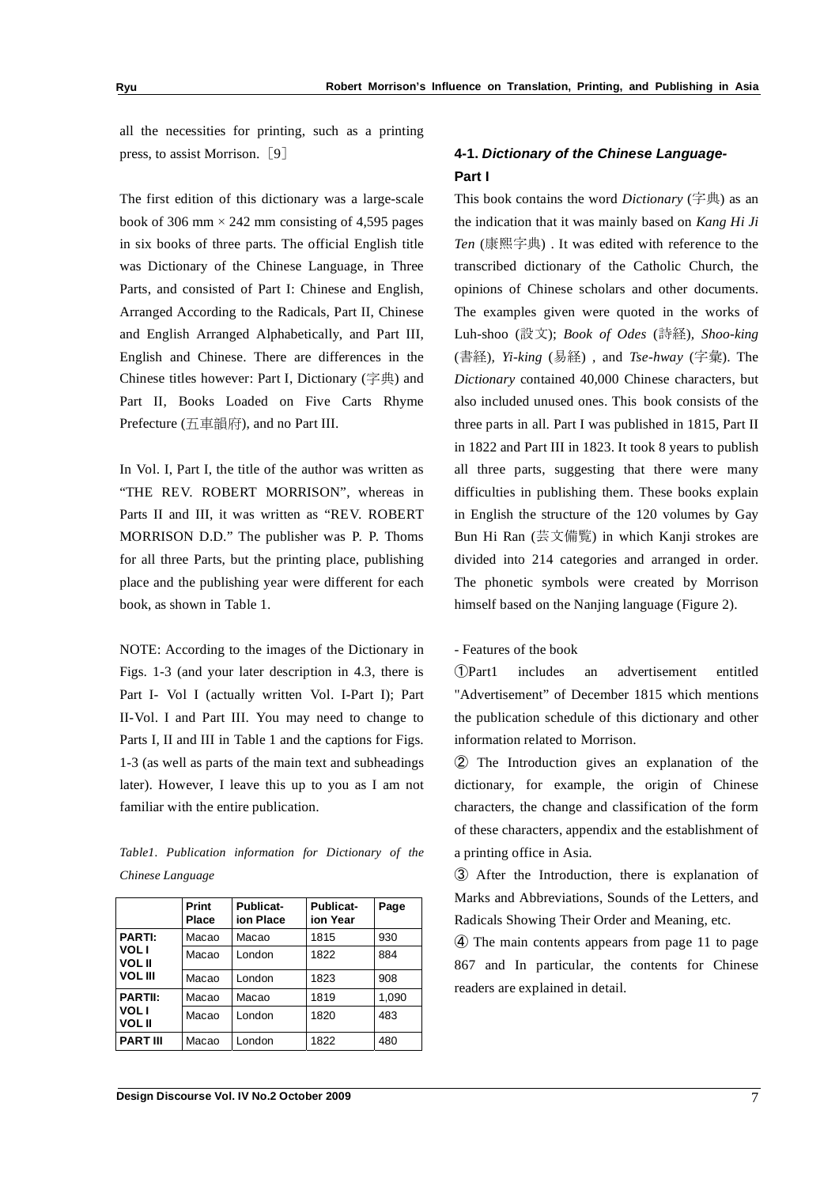all the necessities for printing, such as a printing press, to assist Morrison.［9］

The first edition of this dictionary was a large-scale book of 306 mm × 242 mm consisting of 4,595 pages in six books of three parts. The official English title was Dictionary of the Chinese Language, in Three Parts, and consisted of Part I: Chinese and English, Arranged According to the Radicals, Part II, Chinese and English Arranged Alphabetically, and Part III, English and Chinese. There are differences in the Chinese titles however: Part I, Dictionary (字典) and Part II, Books Loaded on Five Carts Rhyme Prefecture (五車韻府), and no Part III.

In Vol. I, Part I, the title of the author was written as "THE REV. ROBERT MORRISON", whereas in Parts II and III, it was written as "REV. ROBERT MORRISON D.D." The publisher was P. P. Thoms for all three Parts, but the printing place, publishing place and the publishing year were different for each book, as shown in Table 1.

NOTE: According to the images of the Dictionary in Figs. 1-3 (and your later description in 4.3, there is Part I- Vol I (actually written Vol. I-Part I); Part II-Vol. I and Part III. You may need to change to Parts I, II and III in Table 1 and the captions for Figs. 1-3 (as well as parts of the main text and subheadings later). However, I leave this up to you as I am not familiar with the entire publication.

*Table1. Publication information for Dictionary of the Chinese Language*

| | Print Place | Publication Place | Publication Year | Page |
|---|---|---|---|---|
| **PARTI: VOL I** | Macao | Macao | 1815 | 930 |
| **VOL II** | Macao | London | 1822 | 884 |
| **VOL III** | Macao | London | 1823 | 908 |
| **PARTII: VOL I** | Macao | Macao | 1819 | 1,090 |
| **VOL II** | Macao | London | 1820 | 483 |
| **PART III** | Macao | London | 1822 | 480 |

### 4-1. *Dictionary of the Chinese Language-* Part I

This book contains the word *Dictionary* (字典) as an the indication that it was mainly based on *Kang Hi Ji Ten* (康熙字典) . It was edited with reference to the transcribed dictionary of the Catholic Church, the opinions of Chinese scholars and other documents. The examples given were quoted in the works of Luh-shoo (設文); *Book of Odes* (詩経), *Shoo-king* (書経), *Yi-king* (易経) , and *Tse-hway* (字彙). The *Dictionary* contained 40,000 Chinese characters, but also included unused ones. This book consists of the three parts in all. Part I was published in 1815, Part II in 1822 and Part III in 1823. It took 8 years to publish all three parts, suggesting that there were many difficulties in publishing them. These books explain in English the structure of the 120 volumes by Gay Bun Hi Ran (芸文備覧) in which Kanji strokes are divided into 214 categories and arranged in order. The phonetic symbols were created by Morrison himself based on the Nanjing language (Figure 2).

- Features of the book

①Part1 includes an advertisement entitled "Advertisement" of December 1815 which mentions the publication schedule of this dictionary and other information related to Morrison.

② The Introduction gives an explanation of the dictionary, for example, the origin of Chinese characters, the change and classification of the form of these characters, appendix and the establishment of a printing office in Asia.

③ After the Introduction, there is explanation of Marks and Abbreviations, Sounds of the Letters, and Radicals Showing Their Order and Meaning, etc.

④ The main contents appears from page 11 to page 867 and In particular, the contents for Chinese readers are explained in detail.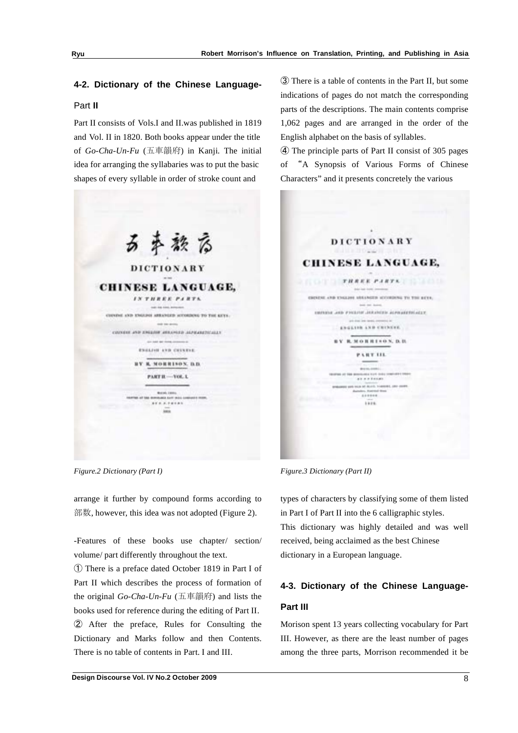### 4-2. Dictionary of the Chinese Language-Part II

Part II consists of Vols.I and II.was published in 1819 and Vol. II in 1820. Both books appear under the title of *Go-Cha-Un-Fu* (五車韻府) in Kanji. The initial idea for arranging the syllabaries was to put the basic shapes of every syllable in order of stroke count and arrange it further by compound forms according to 部数, however, this idea was not adopted (Figure 2).

*Figure.2 Dictionary (Part I)*

*Figure.3 Dictionary (Part II)*

-Features of these books use chapter/ section/ volume/ part differently throughout the text.

① There is a preface dated October 1819 in Part I of Part II which describes the process of formation of the original *Go-Cha-Un-Fu* (五車韻府) and lists the books used for reference during the editing of Part II.

② After the preface, Rules for Consulting the Dictionary and Marks follow and then Contents. There is no table of contents in Part. I and III.

③ There is a table of contents in the Part II, but some indications of pages do not match the corresponding parts of the descriptions. The main contents comprise 1,062 pages and are arranged in the order of the English alphabet on the basis of syllables.

④ The principle parts of Part II consist of 305 pages of "A Synopsis of Various Forms of Chinese Characters" and it presents concretely the various types of characters by classifying some of them listed in Part I of Part II into the 6 calligraphic styles.

This dictionary was highly detailed and was well received, being acclaimed as the best Chinese dictionary in a European language.

### 4-3. Dictionary of the Chinese Language-Part III

Morison spent 13 years collecting vocabulary for Part III. However, as there are the least number of pages among the three parts, Morrison recommended it be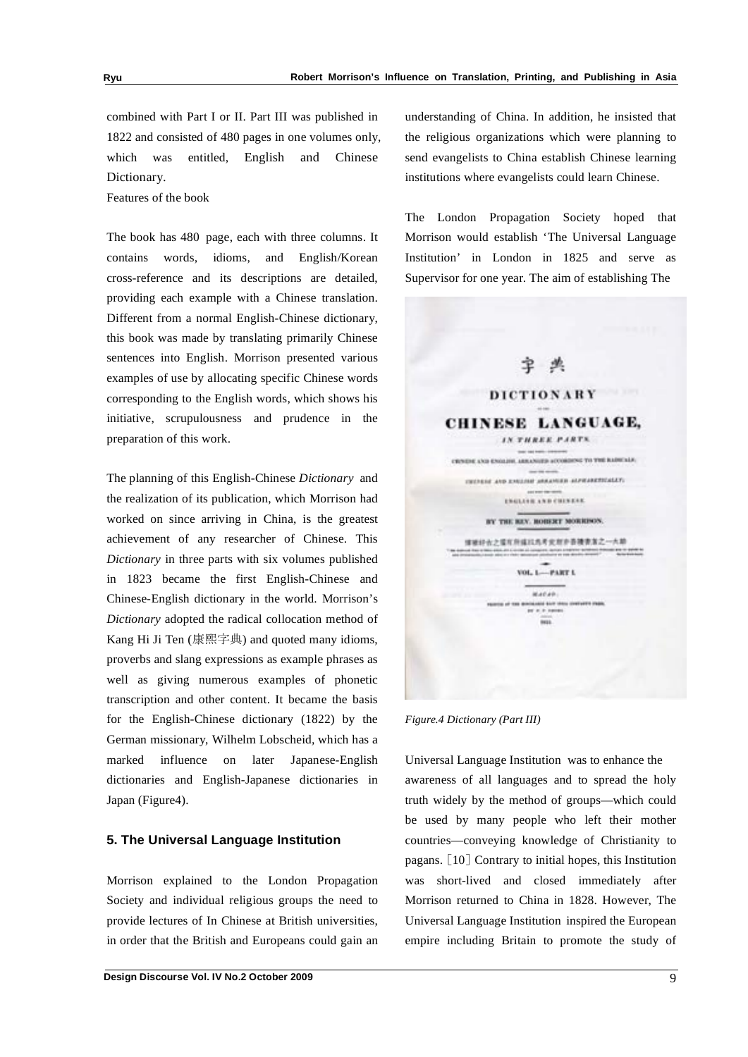combined with Part I or II. Part III was published in 1822 and consisted of 480 pages in one volumes only, which was entitled, English and Chinese Dictionary.

Features of the book

The book has 480 page, each with three columns. It contains words, idioms, and English/Korean cross-reference and its descriptions are detailed, providing each example with a Chinese translation. Different from a normal English-Chinese dictionary, this book was made by translating primarily Chinese sentences into English. Morrison presented various examples of use by allocating specific Chinese words corresponding to the English words, which shows his initiative, scrupulousness and prudence in the preparation of this work.

The planning of this English-Chinese *Dictionary* and the realization of its publication, which Morrison had worked on since arriving in China, is the greatest achievement of any researcher of Chinese. This *Dictionary* in three parts with six volumes published in 1823 became the first English-Chinese and Chinese-English dictionary in the world. Morrison's *Dictionary* adopted the radical collocation method of Kang Hi Ji Ten (康熙字典) and quoted many idioms, proverbs and slang expressions as example phrases as well as giving numerous examples of phonetic transcription and other content. It became the basis for the English-Chinese dictionary (1822) by the German missionary, Wilhelm Lobscheid, which has a marked influence on later Japanese-English dictionaries and English-Japanese dictionaries in Japan (Figure4).

## 5. The Universal Language Institution

Morrison explained to the London Propagation Society and individual religious groups the need to provide lectures of In Chinese at British universities, in order that the British and Europeans could gain an understanding of China. In addition, he insisted that the religious organizations which were planning to send evangelists to China establish Chinese learning institutions where evangelists could learn Chinese.

The London Propagation Society hoped that Morrison would establish 'The Universal Language Institution' in London in 1825 and serve as Supervisor for one year. The aim of establishing The Universal Language Institution was to enhance the awareness of all languages and to spread the holy truth widely by the method of groups—which could be used by many people who left their mother countries—conveying knowledge of Christianity to pagans.［10］Contrary to initial hopes, this Institution was short-lived and closed immediately after Morrison returned to China in 1828. However, The Universal Language Institution inspired the European empire including Britain to promote the study of

*Figure.4 Dictionary (Part III)*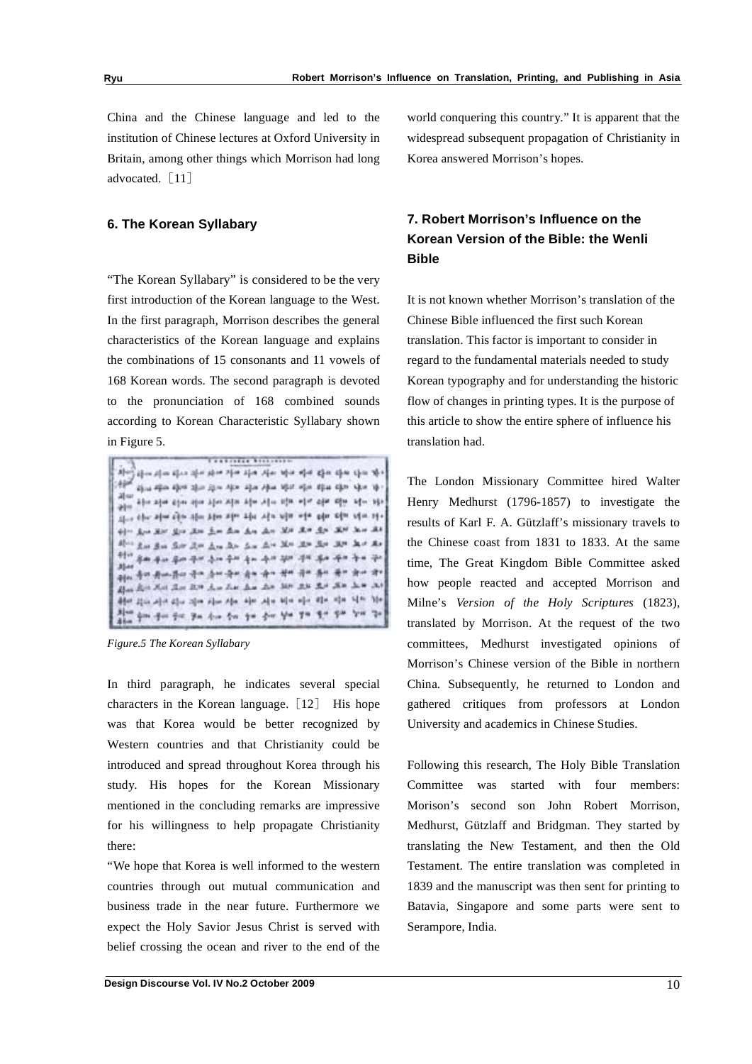China and the Chinese language and led to the institution of Chinese lectures at Oxford University in Britain, among other things which Morrison had long advocated. ［11］

## 6. The Korean Syllabary

"The Korean Syllabary" is considered to be the very first introduction of the Korean language to the West. In the first paragraph, Morrison describes the general characteristics of the Korean language and explains the combinations of 15 consonants and 11 vowels of 168 Korean words. The second paragraph is devoted to the pronunciation of 168 combined sounds according to Korean Characteristic Syllabary shown in Figure 5.

*Figure.5 The Korean Syllabary*

In third paragraph, he indicates several special characters in the Korean language. ［12］ His hope was that Korea would be better recognized by Western countries and that Christianity could be introduced and spread throughout Korea through his study. His hopes for the Korean Missionary mentioned in the concluding remarks are impressive for his willingness to help propagate Christianity there:

"We hope that Korea is well informed to the western countries through out mutual communication and business trade in the near future. Furthermore we expect the Holy Savior Jesus Christ is served with belief crossing the ocean and river to the end of the world conquering this country." It is apparent that the widespread subsequent propagation of Christianity in Korea answered Morrison's hopes.

## 7. Robert Morrison's Influence on the Korean Version of the Bible: the Wenli Bible

It is not known whether Morrison's translation of the Chinese Bible influenced the first such Korean translation. This factor is important to consider in regard to the fundamental materials needed to study Korean typography and for understanding the historic flow of changes in printing types. It is the purpose of this article to show the entire sphere of influence his translation had.

The London Missionary Committee hired Walter Henry Medhurst (1796-1857) to investigate the results of Karl F. A. Gützlaff's missionary travels to the Chinese coast from 1831 to 1833. At the same time, The Great Kingdom Bible Committee asked how people reacted and accepted Morrison and Milne's *Version of the Holy Scriptures* (1823), translated by Morrison. At the request of the two committees, Medhurst investigated opinions of Morrison's Chinese version of the Bible in northern China. Subsequently, he returned to London and gathered critiques from professors at London University and academics in Chinese Studies.

Following this research, The Holy Bible Translation Committee was started with four members: Morison's second son John Robert Morrison, Medhurst, Gützlaff and Bridgman. They started by translating the New Testament, and then the Old Testament. The entire translation was completed in 1839 and the manuscript was then sent for printing to Batavia, Singapore and some parts were sent to Serampore, India.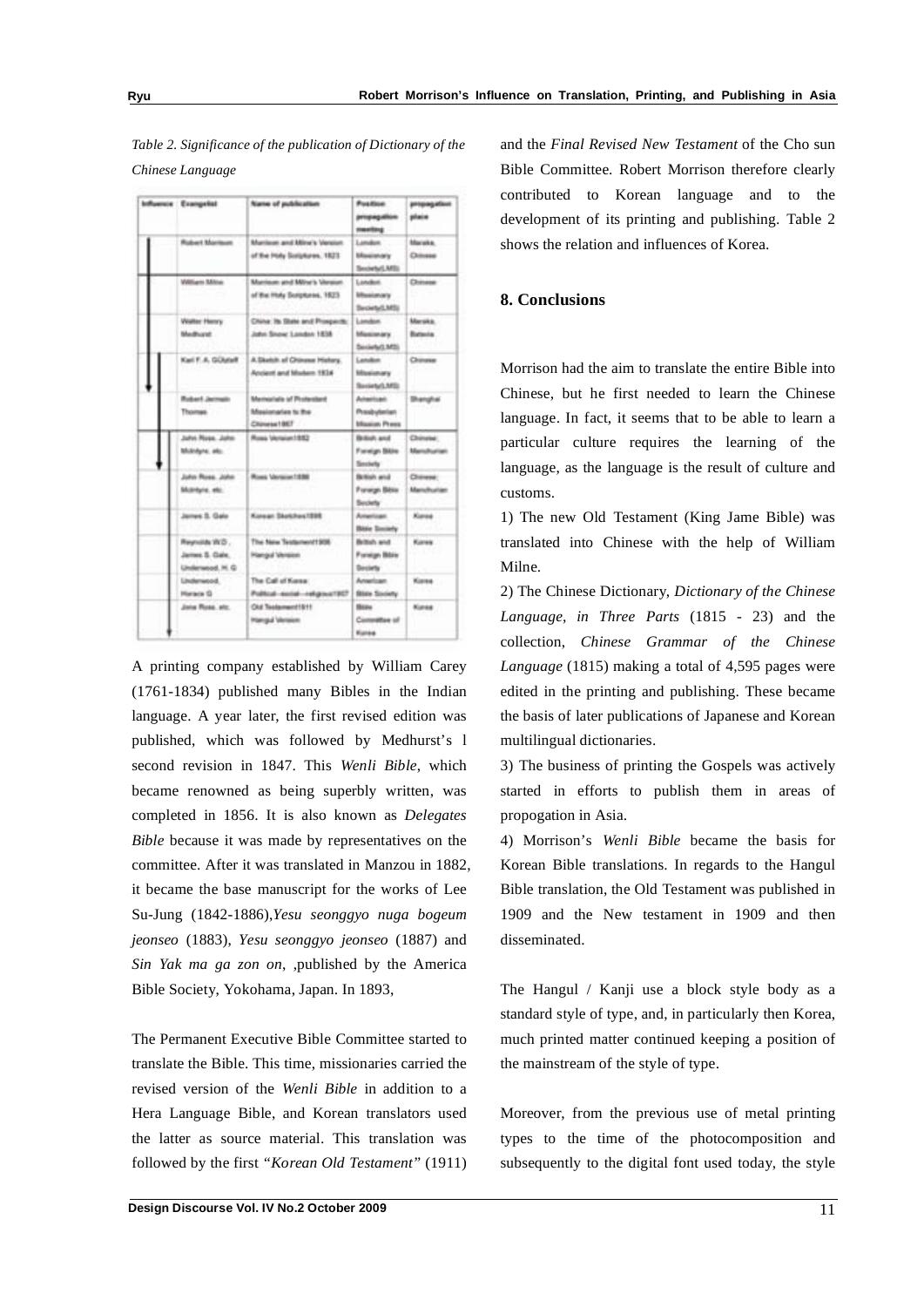*Table 2. Significance of the publication of Dictionary of the Chinese Language*

| Influence | Evangelist | Name of publication | Position propagation meeting | propagation place |
|---|---|---|---|---|
| | Robert Morrison | Morrison and Milne's Version of the Holy Scriptures, 1823 | London Missionary Society(LMS) | Macao, Chinese |
| | William Milne | Morrison and Milne's Version of the Holy Scriptures, 1823 | London Missionary Society(LMS) | Chinese |
| | Walter Henry Medhurst | China: Its State and Prospects; John Snow: London 1838 | London Missionary Society(LMS) | Macao, Batavia |
| | Karl F. A. Gützlaff | A Sketch of Chinese History, Ancient and Modern 1834 | London Missionary Society(LMS) | Chinese |
| | Robert Jermain Thomas | Memorials of Protestant Missionaries to the Chinese1867 | American Presbyterian Mission Press | Shanghai |
| | John Ross, John McIntyre, etc. | Ross Version1882 | British and Foreign Bible Society | Chinese, Manchurian |
| | John Ross, John McIntyre, etc. | Ross Version1886 | British and Foreign Bible Society | Chinese, Manchurian |
| | James S. Gale | Korean Sketches1898 | American Bible Society | Korea |
| | Reynolds W.D., James S. Gale, Underwood, H. G | The New Testament1906 Hangul Version | British and Foreign Bible Society | Korea |
| | Underwood, Horace G | The Call of Korea: Political--social--religious1907 | American Bible Society | Korea |
| | Jone Ross, etc. | Old Testament1911 Hangul Version | Bible Committee of Korea | Korea |

A printing company established by William Carey (1761-1834) published many Bibles in the Indian language. A year later, the first revised edition was published, which was followed by Medhurst's l second revision in 1847. This *Wenli Bible*, which became renowned as being superbly written, was completed in 1856. It is also known as *Delegates Bible* because it was made by representatives on the committee. After it was translated in Manzou in 1882, it became the base manuscript for the works of Lee Su-Jung (1842-1886),*Yesu seonggyo nuga bogeum jeonseo* (1883), *Yesu seonggyo jeonseo* (1887) and *Sin Yak ma ga zon on*, ,published by the America Bible Society, Yokohama, Japan. In 1893,

The Permanent Executive Bible Committee started to translate the Bible. This time, missionaries carried the revised version of the *Wenli Bible* in addition to a Hera Language Bible, and Korean translators used the latter as source material. This translation was followed by the first *"Korean Old Testament"* (1911) and the *Final Revised New Testament* of the Cho sun Bible Committee. Robert Morrison therefore clearly contributed to Korean language and to the development of its printing and publishing. Table 2 shows the relation and influences of Korea.

## 8. Conclusions

Morrison had the aim to translate the entire Bible into Chinese, but he first needed to learn the Chinese language. In fact, it seems that to be able to learn a particular culture requires the learning of the language, as the language is the result of culture and customs.

1) The new Old Testament (King Jame Bible) was translated into Chinese with the help of William Milne.

2) The Chinese Dictionary, *Dictionary of the Chinese Language, in Three Parts* (1815 - 23) and the collection, *Chinese Grammar of the Chinese Language* (1815) making a total of 4,595 pages were edited in the printing and publishing. These became the basis of later publications of Japanese and Korean multilingual dictionaries.

3) The business of printing the Gospels was actively started in efforts to publish them in areas of propogation in Asia.

4) Morrison's *Wenli Bible* became the basis for Korean Bible translations. In regards to the Hangul Bible translation, the Old Testament was published in 1909 and the New testament in 1909 and then disseminated.

The Hangul / Kanji use a block style body as a standard style of type, and, in particularly then Korea, much printed matter continued keeping a position of the mainstream of the style of type.

Moreover, from the previous use of metal printing types to the time of the photocomposition and subsequently to the digital font used today, the style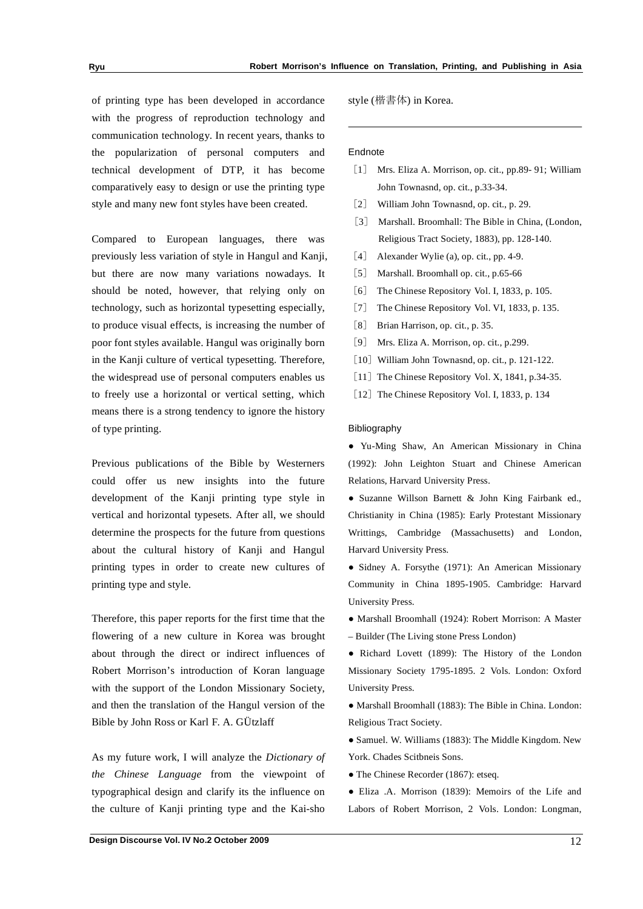of printing type has been developed in accordance with the progress of reproduction technology and communication technology. In recent years, thanks to the popularization of personal computers and technical development of DTP, it has become comparatively easy to design or use the printing type style and many new font styles have been created.

Compared to European languages, there was previously less variation of style in Hangul and Kanji, but there are now many variations nowadays. It should be noted, however, that relying only on technology, such as horizontal typesetting especially, to produce visual effects, is increasing the number of poor font styles available. Hangul was originally born in the Kanji culture of vertical typesetting. Therefore, the widespread use of personal computers enables us to freely use a horizontal or vertical setting, which means there is a strong tendency to ignore the history of type printing.

Previous publications of the Bible by Westerners could offer us new insights into the future development of the Kanji printing type style in vertical and horizontal typesets. After all, we should determine the prospects for the future from questions about the cultural history of Kanji and Hangul printing types in order to create new cultures of printing type and style.

Therefore, this paper reports for the first time that the flowering of a new culture in Korea was brought about through the direct or indirect influences of Robert Morrison's introduction of Koran language with the support of the London Missionary Society, and then the translation of the Hangul version of the Bible by John Ross or Karl F. A. GÜtzlaff

As my future work, I will analyze the *Dictionary of the Chinese Language* from the viewpoint of typographical design and clarify its the influence on the culture of Kanji printing type and the Kai-sho style (楷書体) in Korea.

---

## Endnote

［1］ Mrs. Eliza A. Morrison, op. cit., pp.89- 91; William John Townasnd, op. cit., p.33-34.

［2］ William John Townasnd, op. cit., p. 29.

［3］ Marshall. Broomhall: The Bible in China, (London, Religious Tract Society, 1883), pp. 128-140.

［4］ Alexander Wylie (a), op. cit., pp. 4-9.

［5］ Marshall. Broomhall op. cit., p.65-66

［6］ The Chinese Repository Vol. I, 1833, p. 105.

［7］ The Chinese Repository Vol. VI, 1833, p. 135.

［8］ Brian Harrison, op. cit., p. 35.

［9］ Mrs. Eliza A. Morrison, op. cit., p.299.

［10］ William John Townasnd, op. cit., p. 121-122.

［11］ The Chinese Repository Vol. X, 1841, p.34-35.

［12］ The Chinese Repository Vol. I, 1833, p. 134

## Bibliography

- Yu-Ming Shaw, An American Missionary in China (1992): John Leighton Stuart and Chinese American Relations, Harvard University Press.
- Suzanne Willson Barnett & John King Fairbank ed., Christianity in China (1985): Early Protestant Missionary Writtings, Cambridge (Massachusetts) and London, Harvard University Press.
- Sidney A. Forsythe (1971): An American Missionary Community in China 1895-1905. Cambridge: Harvard University Press.
- Marshall Broomhall (1924): Robert Morrison: A Master – Builder (The Living stone Press London)
- Richard Lovett (1899): The History of the London Missionary Society 1795-1895. 2 Vols. London: Oxford University Press.
- Marshall Broomhall (1883): The Bible in China. London: Religious Tract Society.
- Samuel. W. Williams (1883): The Middle Kingdom. New York. Chades Scitbneis Sons.
- The Chinese Recorder (1867): etseq.
- Eliza .A. Morrison (1839): Memoirs of the Life and Labors of Robert Morrison, 2 Vols. London: Longman,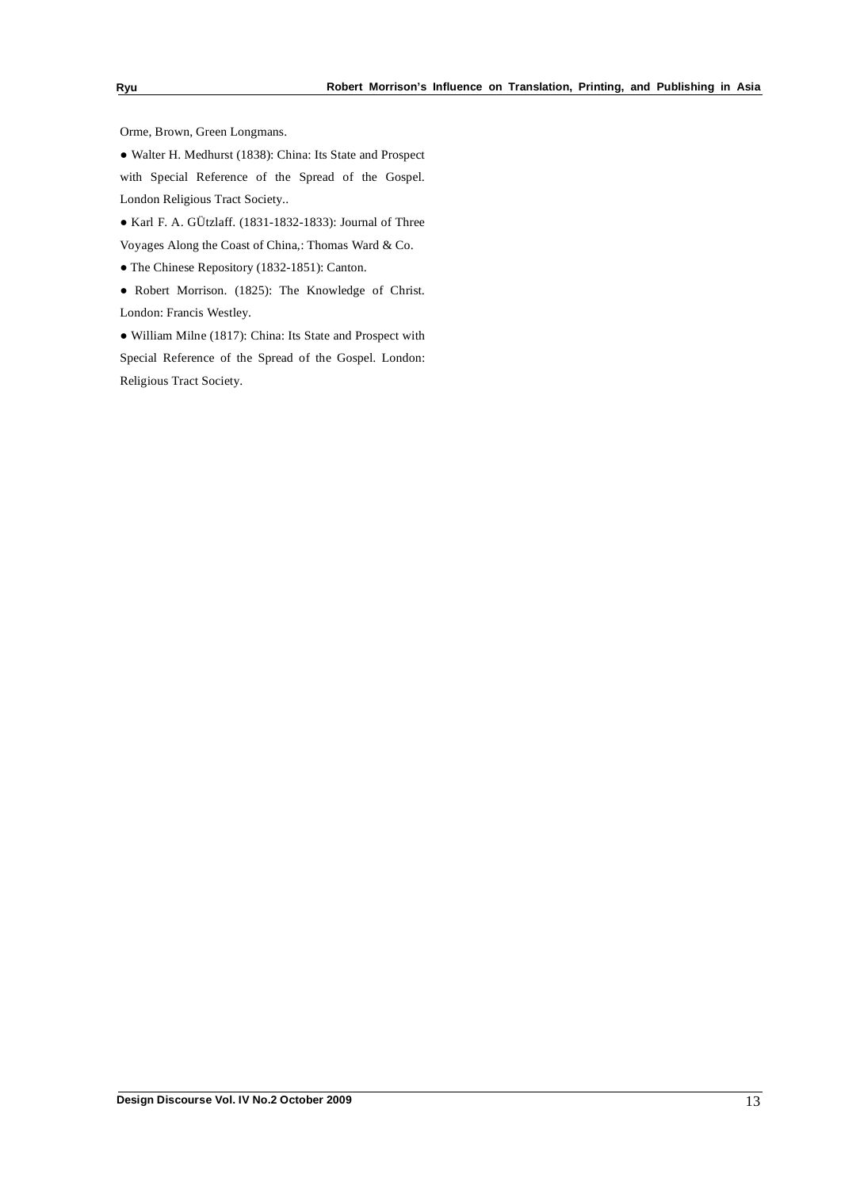Orme, Brown, Green Longmans.

- Walter H. Medhurst (1838): China: Its State and Prospect with Special Reference of the Spread of the Gospel. London Religious Tract Society..
- Karl F. A. GÜtzlaff. (1831-1832-1833): Journal of Three Voyages Along the Coast of China,: Thomas Ward & Co.
- The Chinese Repository (1832-1851): Canton.
- Robert Morrison. (1825): The Knowledge of Christ. London: Francis Westley.
- William Milne (1817): China: Its State and Prospect with Special Reference of the Spread of the Gospel. London: Religious Tract Society.